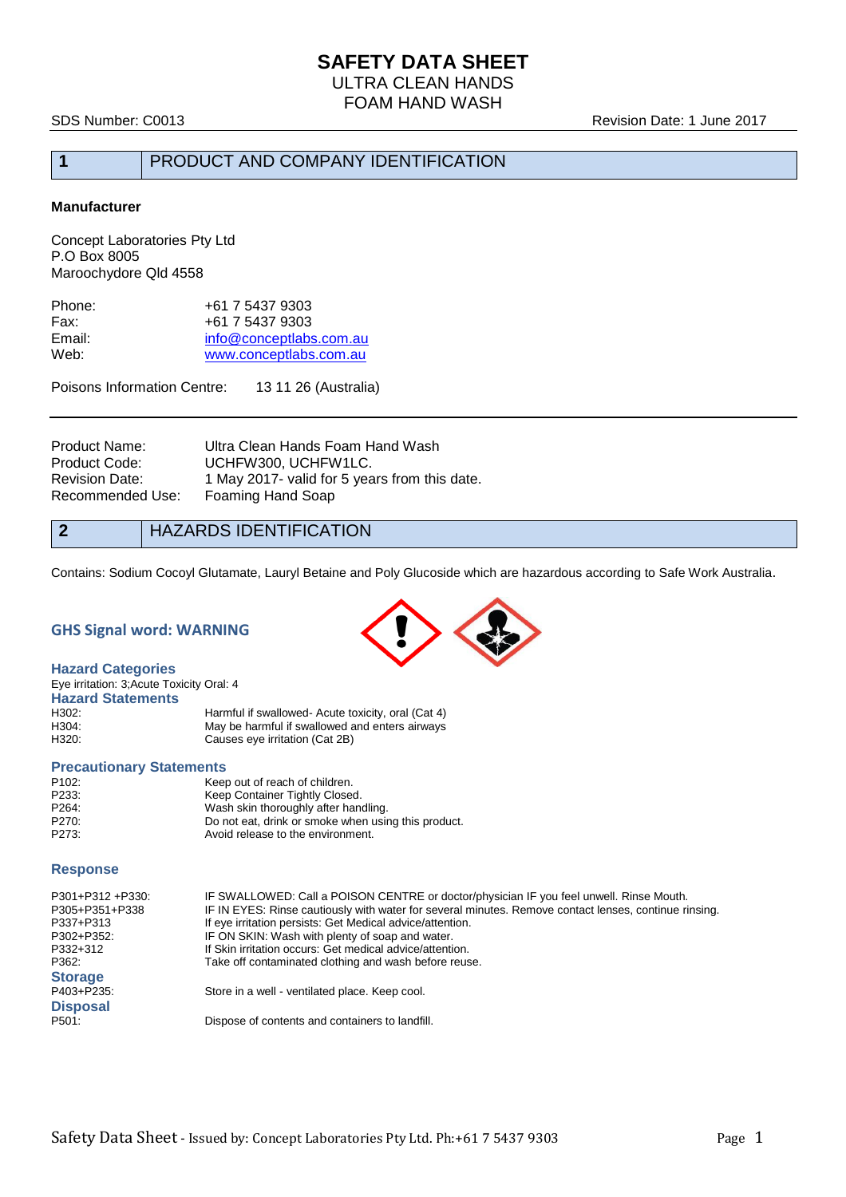# SAFETY DATA SHEET

ULTRA CLEAN HANDS
FOAM HAND WASH

SDS Number: C0013 | Revision Date: 1 June 2017

## 1 PRODUCT AND COMPANY IDENTIFICATION

**Manufacturer**

Concept Laboratories Pty Ltd
P.O Box 8005
Maroochydore Qld 4558

| | |
|---|---|
| Phone: | +61 7 5437 9303 |
| Fax: | +61 7 5437 9303 |
| Email: | info@conceptlabs.com.au |
| Web: | www.conceptlabs.com.au |

Poisons Information Centre: 13 11 26 (Australia)

| | |
|---|---|
| Product Name: | Ultra Clean Hands Foam Hand Wash |
| Product Code: | UCHFW300, UCHFW1LC. |
| Revision Date: | 1 May 2017- valid for 5 years from this date. |
| Recommended Use: | Foaming Hand Soap |

## 2 HAZARDS IDENTIFICATION

Contains: Sodium Cocoyl Glutamate, Lauryl Betaine and Poly Glucoside which are hazardous according to Safe Work Australia.

### GHS Signal word: WARNING

### Hazard Categories

Eye irritation: 3;Acute Toxicity Oral: 4

### Hazard Statements

| | |
|---|---|
| H302: | Harmful if swallowed- Acute toxicity, oral (Cat 4) |
| H304: | May be harmful if swallowed and enters airways |
| H320: | Causes eye irritation (Cat 2B) |

### Precautionary Statements

| | |
|---|---|
| P102: | Keep out of reach of children. |
| P233: | Keep Container Tightly Closed. |
| P264: | Wash skin thoroughly after handling. |
| P270: | Do not eat, drink or smoke when using this product. |
| P273: | Avoid release to the environment. |

### Response

| | |
|---|---|
| P301+P312 +P330: | IF SWALLOWED: Call a POISON CENTRE or doctor/physician IF you feel unwell. Rinse Mouth. |
| P305+P351+P338 | IF IN EYES: Rinse cautiously with water for several minutes. Remove contact lenses, continue rinsing. |
| P337+P313 | If eye irritation persists: Get Medical advice/attention. |
| P302+P352: | IF ON SKIN: Wash with plenty of soap and water. |
| P332+312 | If Skin irritation occurs: Get medical advice/attention. |
| P362: | Take off contaminated clothing and wash before reuse. |

### Storage

| | |
|---|---|
| P403+P235: | Store in a well - ventilated place. Keep cool. |

### Disposal

| | |
|---|---|
| P501: | Dispose of contents and containers to landfill. |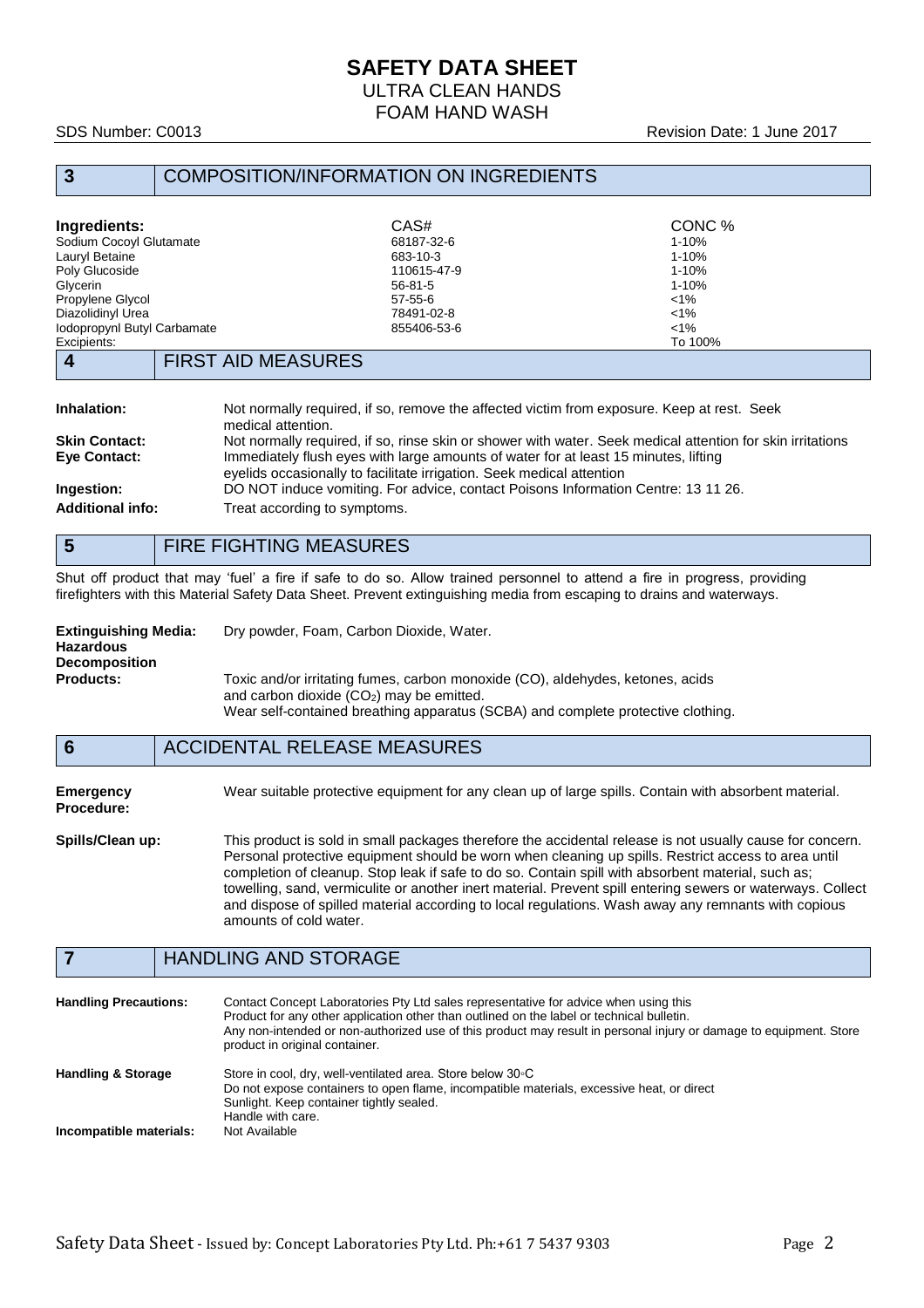## 3 COMPOSITION/INFORMATION ON INGREDIENTS

| Ingredients: | CAS# | CONC % |
|---|---|---|
| Sodium Cocoyl Glutamate | 68187-32-6 | 1-10% |
| Lauryl Betaine | 683-10-3 | 1-10% |
| Poly Glucoside | 110615-47-9 | 1-10% |
| Glycerin | 56-81-5 | 1-10% |
| Propylene Glycol | 57-55-6 | <1% |
| Diazolidinyl Urea | 78491-02-8 | <1% |
| Iodopropynl Butyl Carbamate | 855406-53-6 | <1% |
| Excipients: | | To 100% |

## 4 FIRST AID MEASURES

**Inhalation:** Not normally required, if so, remove the affected victim from exposure. Keep at rest. Seek medical attention.

**Skin Contact:** Not normally required, if so, rinse skin or shower with water. Seek medical attention for skin irritations

**Eye Contact:** Immediately flush eyes with large amounts of water for at least 15 minutes, lifting eyelids occasionally to facilitate irrigation. Seek medical attention

**Ingestion:** DO NOT induce vomiting. For advice, contact Poisons Information Centre: 13 11 26.

**Additional info:** Treat according to symptoms.

## 5 FIRE FIGHTING MEASURES

Shut off product that may 'fuel' a fire if safe to do so. Allow trained personnel to attend a fire in progress, providing firefighters with this Material Safety Data Sheet. Prevent extinguishing media from escaping to drains and waterways.

**Extinguishing Media:** Dry powder, Foam, Carbon Dioxide, Water.

**Hazardous Decomposition Products:** Toxic and/or irritating fumes, carbon monoxide (CO), aldehydes, ketones, acids and carbon dioxide ($CO_2$) may be emitted.
Wear self-contained breathing apparatus (SCBA) and complete protective clothing.

## 6 ACCIDENTAL RELEASE MEASURES

**Emergency Procedure:** Wear suitable protective equipment for any clean up of large spills. Contain with absorbent material.

**Spills/Clean up:** This product is sold in small packages therefore the accidental release is not usually cause for concern. Personal protective equipment should be worn when cleaning up spills. Restrict access to area until completion of cleanup. Stop leak if safe to do so. Contain spill with absorbent material, such as; towelling, sand, vermiculite or another inert material. Prevent spill entering sewers or waterways. Collect and dispose of spilled material according to local regulations. Wash away any remnants with copious amounts of cold water.

## 7 HANDLING AND STORAGE

**Handling Precautions:** Contact Concept Laboratories Pty Ltd sales representative for advice when using this Product for any other application other than outlined on the label or technical bulletin.
Any non-intended or non-authorized use of this product may result in personal injury or damage to equipment. Store product in original container.

**Handling & Storage** Store in cool, dry, well-ventilated area. Store below 30◦C
Do not expose containers to open flame, incompatible materials, excessive heat, or direct Sunlight. Keep container tightly sealed.
Handle with care.

**Incompatible materials:** Not Available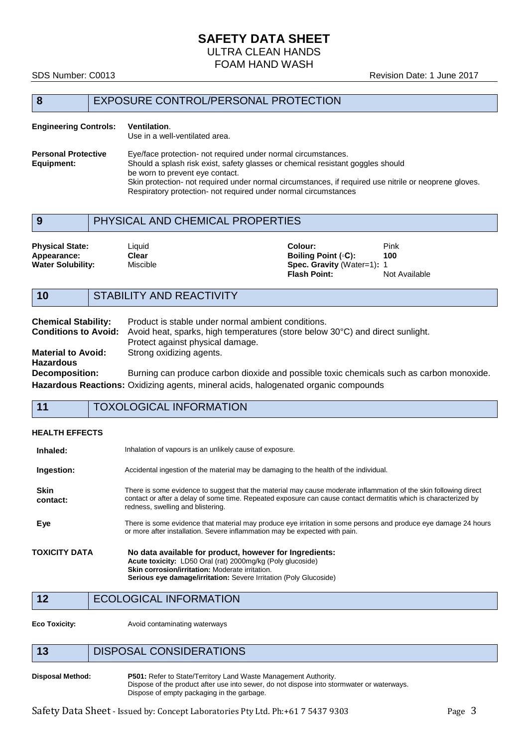## 8 EXPOSURE CONTROL/PERSONAL PROTECTION

**Engineering Controls:** **Ventilation**.
Use in a well-ventilated area.

**Personal Protective Equipment:** Eye/face protection- not required under normal circumstances.
Should a splash risk exist, safety glasses or chemical resistant goggles should be worn to prevent eye contact.
Skin protection- not required under normal circumstances, if required use nitrile or neoprene gloves.
Respiratory protection- not required under normal circumstances

## 9 PHYSICAL AND CHEMICAL PROPERTIES

| | | | |
|---|---|---|---|
| **Physical State:** | Liquid | **Colour:** | Pink |
| **Appearance:** | **Clear** | **Boiling Point (◦C):** | **100** |
| **Water Solubility:** | Miscible | **Spec. Gravity** (Water=1)**:** | 1 |
| | | **Flash Point:** | Not Available |

## 10 STABILITY AND REACTIVITY

**Chemical Stability:** Product is stable under normal ambient conditions.
**Conditions to Avoid:** Avoid heat, sparks, high temperatures (store below 30°C) and direct sunlight. Protect against physical damage.
**Material to Avoid:** Strong oxidizing agents.
**Hazardous Decomposition:** Burning can produce carbon dioxide and possible toxic chemicals such as carbon monoxide.
**Hazardous Reactions:** Oxidizing agents, mineral acids, halogenated organic compounds

## 11 TOXOLOGICAL INFORMATION

**HEALTH EFFECTS**

**Inhaled:** Inhalation of vapours is an unlikely cause of exposure.

**Ingestion:** Accidental ingestion of the material may be damaging to the health of the individual.

**Skin contact:** There is some evidence to suggest that the material may cause moderate inflammation of the skin following direct contact or after a delay of some time. Repeated exposure can cause contact dermatitis which is characterized by redness, swelling and blistering.

**Eye** There is some evidence that material may produce eye irritation in some persons and produce eye damage 24 hours or more after installation. Severe inflammation may be expected with pain.

**TOXICITY DATA** **No data available for product, however for Ingredients:**
**Acute toxicity:** LD50 Oral (rat) 2000mg/kg (Poly glucoside)
**Skin corrosion/irritation:** Moderate irritation.
**Serious eye damage/irritation:** Severe Irritation (Poly Glucoside)

## 12 ECOLOGICAL INFORMATION

**Eco Toxicity:** Avoid contaminating waterways

## 13 DISPOSAL CONSIDERATIONS

**Disposal Method:** **P501:** Refer to State/Territory Land Waste Management Authority.
Dispose of the product after use into sewer, do not dispose into stormwater or waterways.
Dispose of empty packaging in the garbage.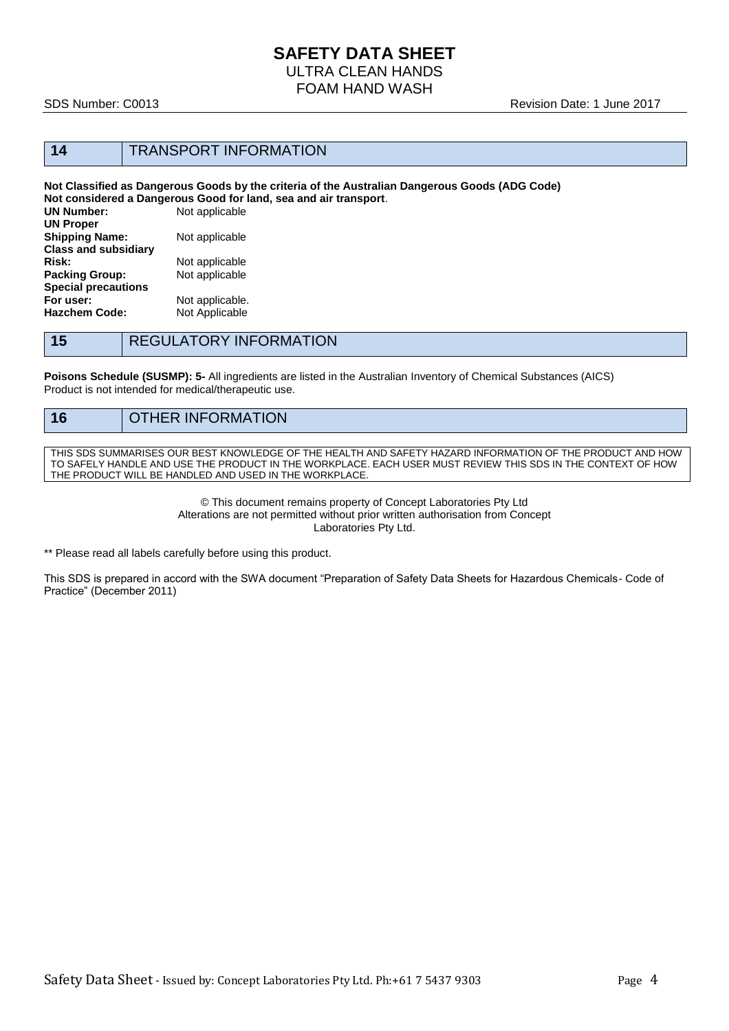## 14 TRANSPORT INFORMATION

**Not Classified as Dangerous Goods by the criteria of the Australian Dangerous Goods (ADG Code)**
**Not considered a Dangerous Good for land, sea and air transport**.

| | |
|---|---|
| **UN Number:** | Not applicable |
| **UN Proper Shipping Name:** | Not applicable |
| **Class and subsidiary Risk:** | Not applicable |
| **Packing Group:** | Not applicable |
| **Special precautions For user:** | Not applicable. |
| **Hazchem Code:** | Not Applicable |

## 15 REGULATORY INFORMATION

**Poisons Schedule (SUSMP): 5-** All ingredients are listed in the Australian Inventory of Chemical Substances (AICS)
Product is not intended for medical/therapeutic use.

## 16 OTHER INFORMATION

THIS SDS SUMMARISES OUR BEST KNOWLEDGE OF THE HEALTH AND SAFETY HAZARD INFORMATION OF THE PRODUCT AND HOW TO SAFELY HANDLE AND USE THE PRODUCT IN THE WORKPLACE. EACH USER MUST REVIEW THIS SDS IN THE CONTEXT OF HOW THE PRODUCT WILL BE HANDLED AND USED IN THE WORKPLACE.

© This document remains property of Concept Laboratories Pty Ltd
Alterations are not permitted without prior written authorisation from Concept Laboratories Pty Ltd.

** Please read all labels carefully before using this product.

This SDS is prepared in accord with the SWA document "Preparation of Safety Data Sheets for Hazardous Chemicals- Code of Practice" (December 2011)